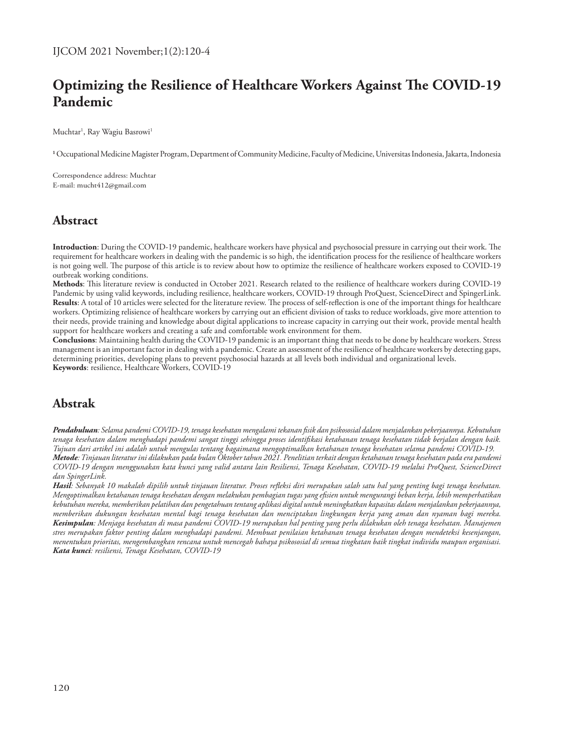# Optimizing the Resilience of Healthcare Workers Against The COVID-19 Pandemic

Muchtar[1], Ray Wagiu Basrowi[1]

[1] Occupational Medicine Magister Program, Department of Community Medicine, Faculty of Medicine, Universitas Indonesia, Jakarta, Indonesia

Correspondence address: Muchtar
E-mail: mucht412@gmail.com

## Abstract

**Introduction**: During the COVID-19 pandemic, healthcare workers have physical and psychosocial pressure in carrying out their work. The requirement for healthcare workers in dealing with the pandemic is so high, the identification process for the resilience of healthcare workers is not going well. The purpose of this article is to review about how to optimize the resilience of healthcare workers exposed to COVID-19 outbreak working conditions.
**Methods**: This literature review is conducted in October 2021. Research related to the resilience of healthcare workers during COVID-19 Pandemic by using valid keywords, including resilience, healthcare workers, COVID-19 through ProQuest, ScienceDirect and SpingerLink.
**Results**: A total of 10 articles were selected for the literature review. The process of self-reflection is one of the important things for healthcare workers. Optimizing relisience of healthcare workers by carrying out an efficient division of tasks to reduce workloads, give more attention to their needs, provide training and knowledge about digital applications to increase capacity in carrying out their work, provide mental health support for healthcare workers and creating a safe and comfortable work environment for them.
**Conclusions**: Maintaining health during the COVID-19 pandemic is an important thing that needs to be done by healthcare workers. Stress management is an important factor in dealing with a pandemic. Create an assessment of the resilience of healthcare workers by detecting gaps, determining priorities, developing plans to prevent psychosocial hazards at all levels both individual and organizational levels.
**Keywords**: resilience, Healthcare Workers, COVID-19

## Abstrak

***Pendahuluan**: Selama pandemi COVID-19, tenaga kesehatan mengalami tekanan fisik dan psikosozial dalam menjalankan pekerjaannya. Kebutuhan tenaga kesehatan dalam menghadapi pandemi sangat tinggi sehingga proses identifikasi ketahanan tenaga kesehatan tidak berjalan dengan baik. Tujuan dari artikel ini adalah untuk mengulas tentang bagaimana mengoptimalkan ketahanan tenaga kesehatan selama pandemi COVID-19.*
***Metode**: Tinjauan literatur ini dilakukan pada bulan Oktober tahun 2021. Penelitian terkait dengan ketahanan tenaga kesehatan pada era pandemi COVID-19 dengan menggunakan kata kunci yang valid antara lain Resiliensi, Tenaga Kesehatan, COVID-19 melalui ProQuest, ScienceDirect dan SpingerLink.*
***Hasil**: Sebanyak 10 makalah dipilih untuk tinjauan literatur. Proses refleksi diri merupakan salah satu hal yang penting bagi tenaga kesehatan. Mengoptimalkan ketahanan tenaga kesehatan dengan melakukan pembagian tugas yang efisien untuk mengurangi beban kerja, lebih memperhatikan kebutuhan mereka, memberikan pelatihan dan pengetahuan tentang aplikasi digital untuk meningkatkan kapasitas dalam menjalankan pekerjaannya, memberikan dukungan kesehatan mental bagi tenaga kesehatan dan menciptakan lingkungan kerja yang aman dan nyaman bagi mereka.*
***Kesimpulan**: Menjaga kesehatan di masa pandemi COVID-19 merupakan hal penting yang perlu dilakukan oleh tenaga kesehatan. Manajemen stres merupakan faktor penting dalam menghadapi pandemi. Membuat penilaian ketahanan tenaga kesehatan dengan mendeteksi kesenjangan, menentukan prioritas, mengembangkan rencana untuk mencegah bahaya psikososial di semua tingkatan baik tingkat individu maupun organisasi.*
***Kata kunci**: resiliensi, Tenaga Kesehatan, COVID-19*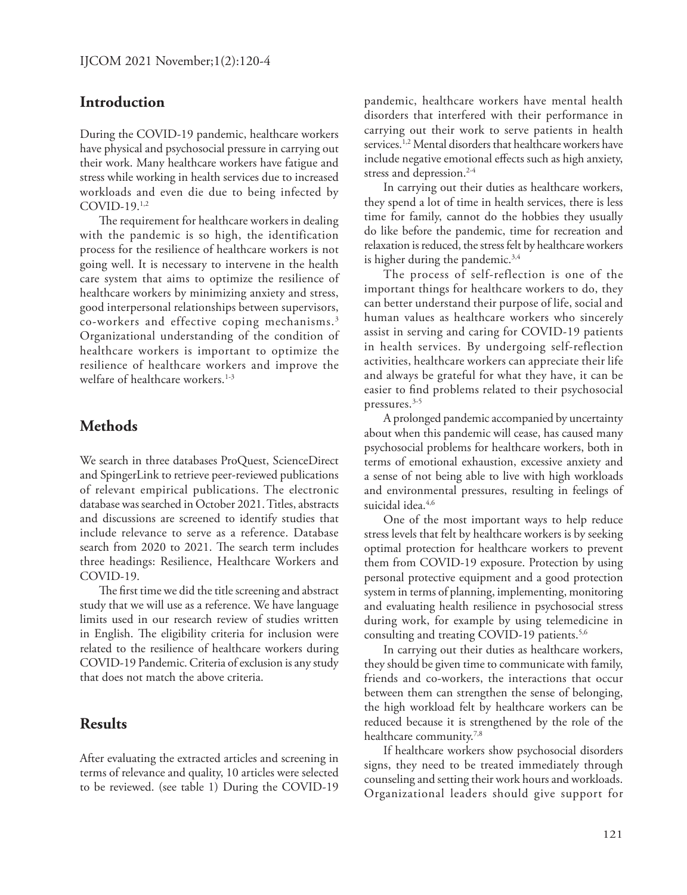## Introduction

During the COVID-19 pandemic, healthcare workers have physical and psychosocial pressure in carrying out their work. Many healthcare workers have fatigue and stress while working in health services due to increased workloads and even die due to being infected by COVID-19.[1,2]

The requirement for healthcare workers in dealing with the pandemic is so high, the identification process for the resilience of healthcare workers is not going well. It is necessary to intervene in the health care system that aims to optimize the resilience of healthcare workers by minimizing anxiety and stress, good interpersonal relationships between supervisors, co-workers and effective coping mechanisms.[3] Organizational understanding of the condition of healthcare workers is important to optimize the resilience of healthcare workers and improve the welfare of healthcare workers.[1-3]

## Methods

We search in three databases ProQuest, ScienceDirect and SpingerLink to retrieve peer-reviewed publications of relevant empirical publications. The electronic database was searched in October 2021. Titles, abstracts and discussions are screened to identify studies that include relevance to serve as a reference. Database search from 2020 to 2021. The search term includes three headings: Resilience, Healthcare Workers and COVID-19.

The first time we did the title screening and abstract study that we will use as a reference. We have language limits used in our research review of studies written in English. The eligibility criteria for inclusion were related to the resilience of healthcare workers during COVID-19 Pandemic. Criteria of exclusion is any study that does not match the above criteria.

## Results

After evaluating the extracted articles and screening in terms of relevance and quality, 10 articles were selected to be reviewed. (see table 1) During the COVID-19 pandemic, healthcare workers have mental health disorders that interfered with their performance in carrying out their work to serve patients in health services.[1,2] Mental disorders that healthcare workers have include negative emotional effects such as high anxiety, stress and depression.[2-4]

In carrying out their duties as healthcare workers, they spend a lot of time in health services, there is less time for family, cannot do the hobbies they usually do like before the pandemic, time for recreation and relaxation is reduced, the stress felt by healthcare workers is higher during the pandemic.[3,4]

The process of self-reflection is one of the important things for healthcare workers to do, they can better understand their purpose of life, social and human values as healthcare workers who sincerely assist in serving and caring for COVID-19 patients in health services. By undergoing self-reflection activities, healthcare workers can appreciate their life and always be grateful for what they have, it can be easier to find problems related to their psychosocial pressures.[3-5]

A prolonged pandemic accompanied by uncertainty about when this pandemic will cease, has caused many psychosocial problems for healthcare workers, both in terms of emotional exhaustion, excessive anxiety and a sense of not being able to live with high workloads and environmental pressures, resulting in feelings of suicidal idea.[4,6]

One of the most important ways to help reduce stress levels that felt by healthcare workers is by seeking optimal protection for healthcare workers to prevent them from COVID-19 exposure. Protection by using personal protective equipment and a good protection system in terms of planning, implementing, monitoring and evaluating health resilience in psychosocial stress during work, for example by using telemedicine in consulting and treating COVID-19 patients.[5,6]

In carrying out their duties as healthcare workers, they should be given time to communicate with family, friends and co-workers, the interactions that occur between them can strengthen the sense of belonging, the high workload felt by healthcare workers can be reduced because it is strengthened by the role of the healthcare community.[7,8]

If healthcare workers show psychosocial disorders signs, they need to be treated immediately through counseling and setting their work hours and workloads. Organizational leaders should give support for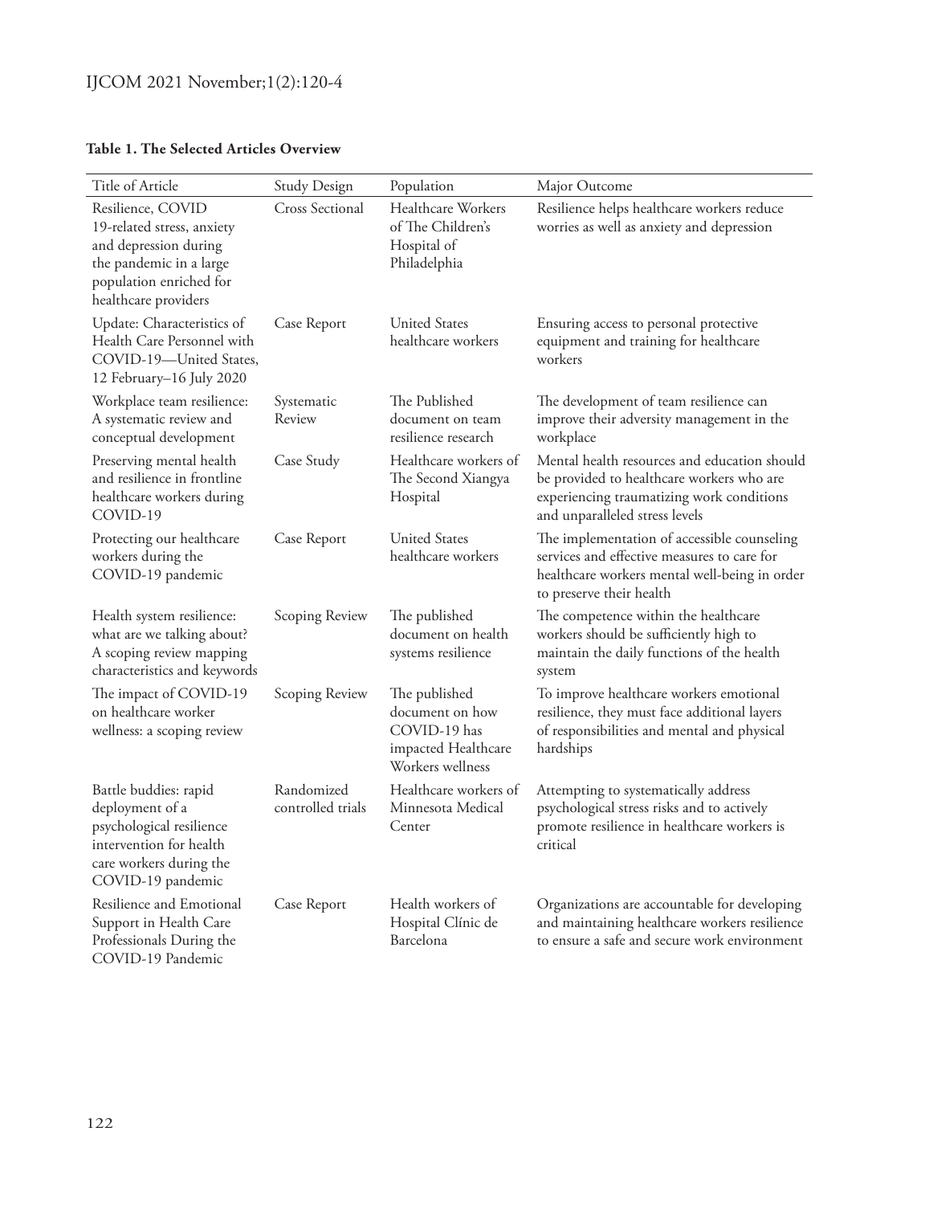**Table 1. The Selected Articles Overview**

| Title of Article | Study Design | Population | Major Outcome |
|---|---|---|---|
| Resilience, COVID 19-related stress, anxiety and depression during the pandemic in a large population enriched for healthcare providers | Cross Sectional | Healthcare Workers of The Children's Hospital of Philadelphia | Resilience helps healthcare workers reduce worries as well as anxiety and depression |
| Update: Characteristics of Health Care Personnel with COVID-19—United States, 12 February–16 July 2020 | Case Report | United States healthcare workers | Ensuring access to personal protective equipment and training for healthcare workers |
| Workplace team resilience: A systematic review and conceptual development | Systematic Review | The Published document on team resilience research | The development of team resilience can improve their adversity management in the workplace |
| Preserving mental health and resilience in frontline healthcare workers during COVID-19 | Case Study | Healthcare workers of The Second Xiangya Hospital | Mental health resources and education should be provided to healthcare workers who are experiencing traumatizing work conditions and unparalleled stress levels |
| Protecting our healthcare workers during the COVID-19 pandemic | Case Report | United States healthcare workers | The implementation of accessible counseling services and effective measures to care for healthcare workers mental well-being in order to preserve their health |
| Health system resilience: what are we talking about? A scoping review mapping characteristics and keywords | Scoping Review | The published document on health systems resilience | The competence within the healthcare workers should be sufficiently high to maintain the daily functions of the health system |
| The impact of COVID-19 on healthcare worker wellness: a scoping review | Scoping Review | The published document on how COVID-19 has impacted Healthcare Workers wellness | To improve healthcare workers emotional resilience, they must face additional layers of responsibilities and mental and physical hardships |
| Battle buddies: rapid deployment of a psychological resilience intervention for health care workers during the COVID-19 pandemic | Randomized controlled trials | Healthcare workers of Minnesota Medical Center | Attempting to systematically address psychological stress risks and to actively promote resilience in healthcare workers is critical |
| Resilience and Emotional Support in Health Care Professionals During the COVID-19 Pandemic | Case Report | Health workers of Hospital Clínic de Barcelona | Organizations are accountable for developing and maintaining healthcare workers resilience to ensure a safe and secure work environment |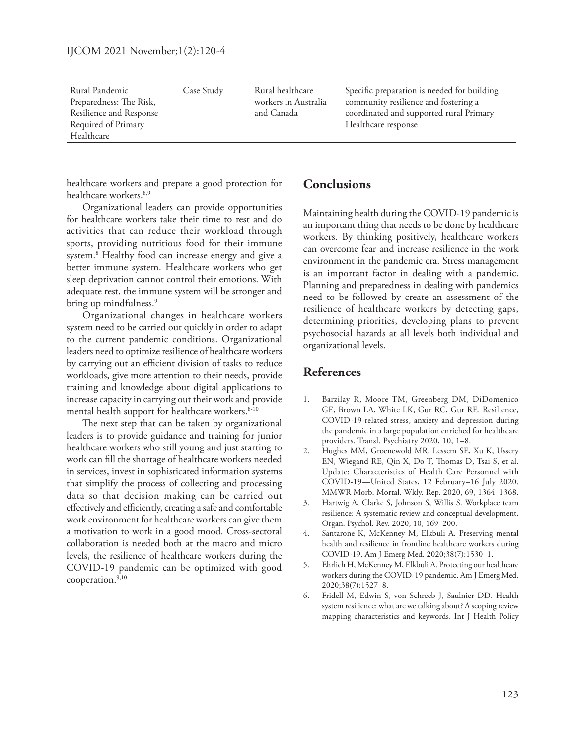| Rural Pandemic Preparedness: The Risk, Resilience and Response Required of Primary Healthcare | Case Study | Rural healthcare workers in Australia and Canada | Specific preparation is needed for building community resilience and fostering a coordinated and supported rural Primary Healthcare response |
|---|---|---|---|

healthcare workers and prepare a good protection for healthcare workers.[8,9]

Organizational leaders can provide opportunities for healthcare workers take their time to rest and do activities that can reduce their workload through sports, providing nutritious food for their immune system.[8] Healthy food can increase energy and give a better immune system. Healthcare workers who get sleep deprivation cannot control their emotions. With adequate rest, the immune system will be stronger and bring up mindfulness.[9]

Organizational changes in healthcare workers system need to be carried out quickly in order to adapt to the current pandemic conditions. Organizational leaders need to optimize resilience of healthcare workers by carrying out an efficient division of tasks to reduce workloads, give more attention to their needs, provide training and knowledge about digital applications to increase capacity in carrying out their work and provide mental health support for healthcare workers.[8-10]

The next step that can be taken by organizational leaders is to provide guidance and training for junior healthcare workers who still young and just starting to work can fill the shortage of healthcare workers needed in services, invest in sophisticated information systems that simplify the process of collecting and processing data so that decision making can be carried out effectively and efficiently, creating a safe and comfortable work environment for healthcare workers can give them a motivation to work in a good mood. Cross-sectoral collaboration is needed both at the macro and micro levels, the resilience of healthcare workers during the COVID-19 pandemic can be optimized with good cooperation.[9,10]

## Conclusions

Maintaining health during the COVID-19 pandemic is an important thing that needs to be done by healthcare workers. By thinking positively, healthcare workers can overcome fear and increase resilience in the work environment in the pandemic era. Stress management is an important factor in dealing with a pandemic. Planning and preparedness in dealing with pandemics need to be followed by create an assessment of the resilience of healthcare workers by detecting gaps, determining priorities, developing plans to prevent psychosocial hazards at all levels both individual and organizational levels.

## References

1. Barzilay R, Moore TM, Greenberg DM, DiDomenico GE, Brown LA, White LK, Gur RC, Gur RE. Resilience, COVID-19-related stress, anxiety and depression during the pandemic in a large population enriched for healthcare providers. Transl. Psychiatry 2020, 10, 1–8.
2. Hughes MM, Groenewold MR, Lessem SE, Xu K, Ussery EN, Wiegand RE, Qin X, Do T, Thomas D, Tsai S, et al. Update: Characteristics of Health Care Personnel with COVID-19—United States, 12 February–16 July 2020. MMWR Morb. Mortal. Wkly. Rep. 2020, 69, 1364–1368.
3. Hartwig A, Clarke S, Johnson S, Willis S. Workplace team resilience: A systematic review and conceptual development. Organ. Psychol. Rev. 2020, 10, 169–200.
4. Santarone K, McKenney M, Elkbuli A. Preserving mental health and resilience in frontline healthcare workers during COVID-19. Am J Emerg Med. 2020;38(7):1530–1.
5. Ehrlich H, McKenney M, Elkbuli A. Protecting our healthcare workers during the COVID-19 pandemic. Am J Emerg Med. 2020;38(7):1527–8.
6. Fridell M, Edwin S, von Schreeb J, Saulnier DD. Health system resilience: what are we talking about? A scoping review mapping characteristics and keywords. Int J Health Policy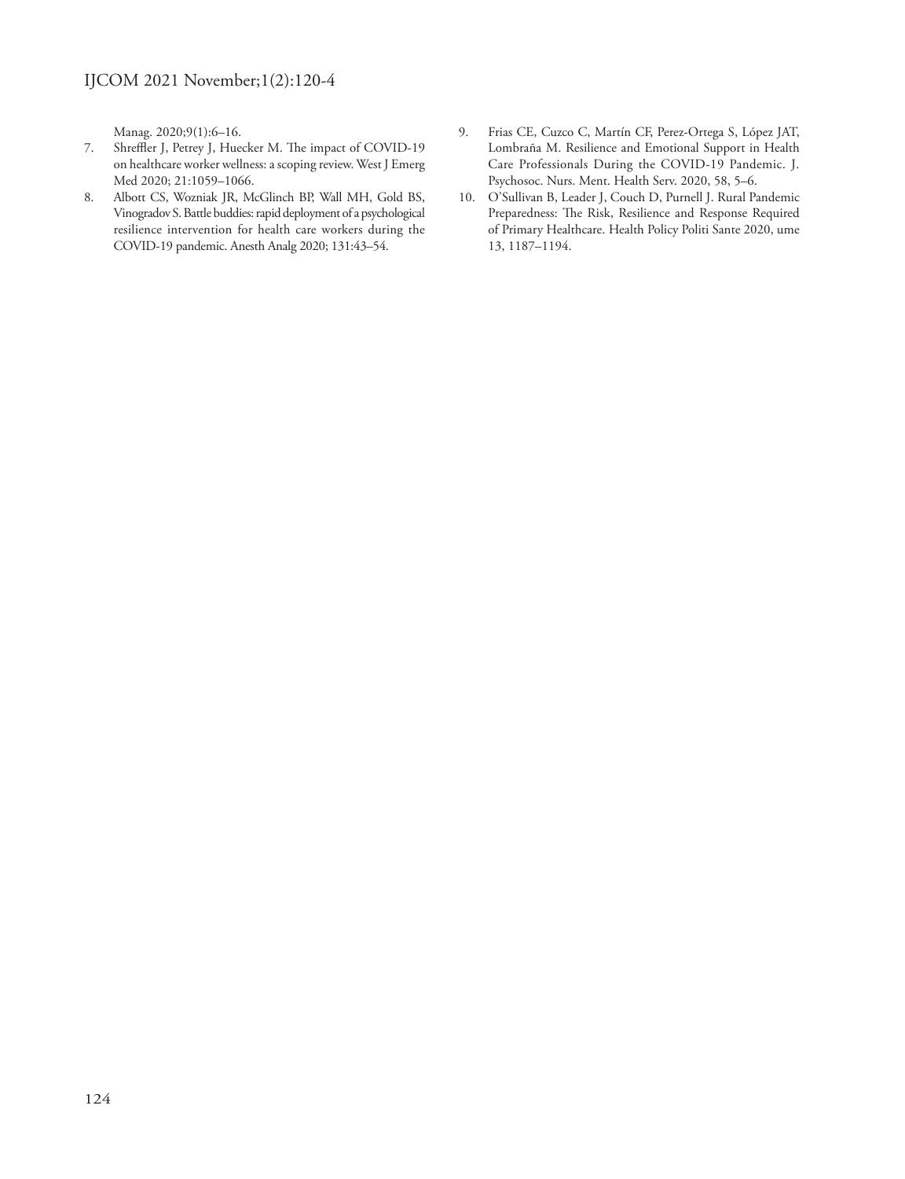Manag. 2020;9(1):6–16.

7. Shreffler J, Petrey J, Huecker M. The impact of COVID-19 on healthcare worker wellness: a scoping review. West J Emerg Med 2020; 21:1059–1066.
8. Albott CS, Wozniak JR, McGlinch BP, Wall MH, Gold BS, Vinogradov S. Battle buddies: rapid deployment of a psychological resilience intervention for health care workers during the COVID-19 pandemic. Anesth Analg 2020; 131:43–54.
9. Frias CE, Cuzco C, Martín CF, Perez-Ortega S, López JAT, Lombraña M. Resilience and Emotional Support in Health Care Professionals During the COVID-19 Pandemic. J. Psychosoc. Nurs. Ment. Health Serv. 2020, 58, 5–6.
10. O'Sullivan B, Leader J, Couch D, Purnell J. Rural Pandemic Preparedness: The Risk, Resilience and Response Required of Primary Healthcare. Health Policy Politi Sante 2020, ume 13, 1187–1194.